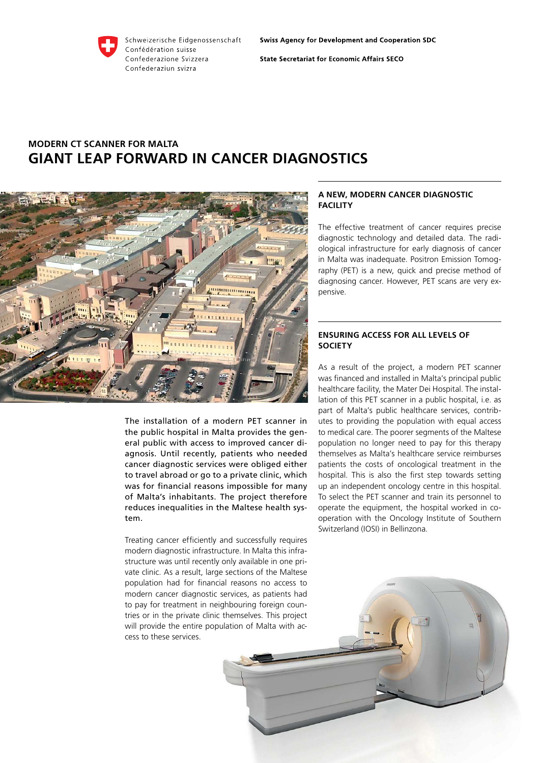Schweizerische Eidgenossenschaft
Confédération suisse
Confederazione Svizzera
Confederaziun svizra

**Swiss Agency for Development and Cooperation SDC**

**State Secretariat for Economic Affairs SECO**

## MODERN CT SCANNER FOR MALTA

# GIANT LEAP FORWARD IN CANCER DIAGNOSTICS

The installation of a modern PET scanner in the public hospital in Malta provides the general public with access to improved cancer diagnosis. Until recently, patients who needed cancer diagnostic services were obliged either to travel abroad or go to a private clinic, which was for financial reasons impossible for many of Malta's inhabitants. The project therefore reduces inequalities in the Maltese health system.

Treating cancer efficiently and successfully requires modern diagnostic infrastructure. In Malta this infrastructure was until recently only available in one private clinic. As a result, large sections of the Maltese population had for financial reasons no access to modern cancer diagnostic services, as patients had to pay for treatment in neighbouring foreign countries or in the private clinic themselves. This project will provide the entire population of Malta with access to these services.

### A NEW, MODERN CANCER DIAGNOSTIC FACILITY

The effective treatment of cancer requires precise diagnostic technology and detailed data. The radiological infrastructure for early diagnosis of cancer in Malta was inadequate. Positron Emission Tomography (PET) is a new, quick and precise method of diagnosing cancer. However, PET scans are very expensive.

### ENSURING ACCESS FOR ALL LEVELS OF SOCIETY

As a result of the project, a modern PET scanner was financed and installed in Malta's principal public healthcare facility, the Mater Dei Hospital. The installation of this PET scanner in a public hospital, i.e. as part of Malta's public healthcare services, contributes to providing the population with equal access to medical care. The poorer segments of the Maltese population no longer need to pay for this therapy themselves as Malta's healthcare service reimburses patients the costs of oncological treatment in the hospital. This is also the first step towards setting up an independent oncology centre in this hospital. To select the PET scanner and train its personnel to operate the equipment, the hospital worked in cooperation with the Oncology Institute of Southern Switzerland (IOSI) in Bellinzona.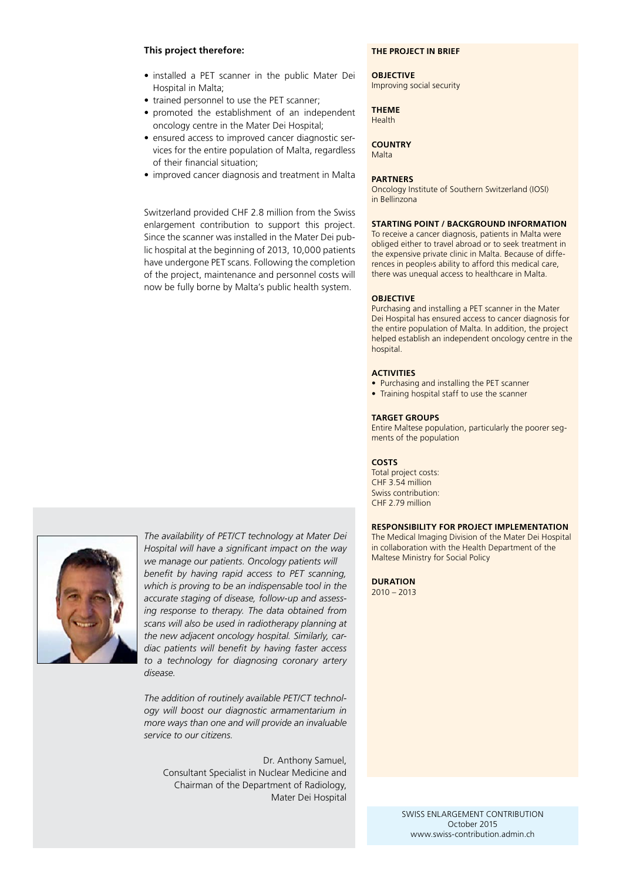**This project therefore:**

- installed a PET scanner in the public Mater Dei Hospital in Malta;
- trained personnel to use the PET scanner;
- promoted the establishment of an independent oncology centre in the Mater Dei Hospital;
- ensured access to improved cancer diagnostic services for the entire population of Malta, regardless of their financial situation;
- improved cancer diagnosis and treatment in Malta

Switzerland provided CHF 2.8 million from the Swiss enlargement contribution to support this project. Since the scanner was installed in the Mater Dei public hospital at the beginning of 2013, 10,000 patients have undergone PET scans. Following the completion of the project, maintenance and personnel costs will now be fully borne by Malta's public health system.

*The availability of PET/CT technology at Mater Dei Hospital will have a significant impact on the way we manage our patients. Oncology patients will benefit by having rapid access to PET scanning, which is proving to be an indispensable tool in the accurate staging of disease, follow-up and assessing response to therapy. The data obtained from scans will also be used in radiotherapy planning at the new adjacent oncology hospital. Similarly, cardiac patients will benefit by having faster access to a technology for diagnosing coronary artery disease.*

*The addition of routinely available PET/CT technology will boost our diagnostic armamentarium in more ways than one and will provide an invaluable service to our citizens.*

Dr. Anthony Samuel,
Consultant Specialist in Nuclear Medicine and Chairman of the Department of Radiology,
Mater Dei Hospital

## THE PROJECT IN BRIEF

**OBJECTIVE**
Improving social security

**THEME**
Health

**COUNTRY**
Malta

**PARTNERS**
Oncology Institute of Southern Switzerland (IOSI) in Bellinzona

**STARTING POINT / BACKGROUND INFORMATION**
To receive a cancer diagnosis, patients in Malta were obliged either to travel abroad or to seek treatment in the expensive private clinic in Malta. Because of differences in people›s ability to afford this medical care, there was unequal access to healthcare in Malta.

**OBJECTIVE**
Purchasing and installing a PET scanner in the Mater Dei Hospital has ensured access to cancer diagnosis for the entire population of Malta. In addition, the project helped establish an independent oncology centre in the hospital.

**ACTIVITIES**
- Purchasing and installing the PET scanner
- Training hospital staff to use the scanner

**TARGET GROUPS**
Entire Maltese population, particularly the poorer segments of the population

**COSTS**
Total project costs:
CHF 3.54 million
Swiss contribution:
CHF 2.79 million

**RESPONSIBILITY FOR PROJECT IMPLEMENTATION**
The Medical Imaging Division of the Mater Dei Hospital in collaboration with the Health Department of the Maltese Ministry for Social Policy

**DURATION**
2010 – 2013

SWISS ENLARGEMENT CONTRIBUTION
October 2015
www.swiss-contribution.admin.ch